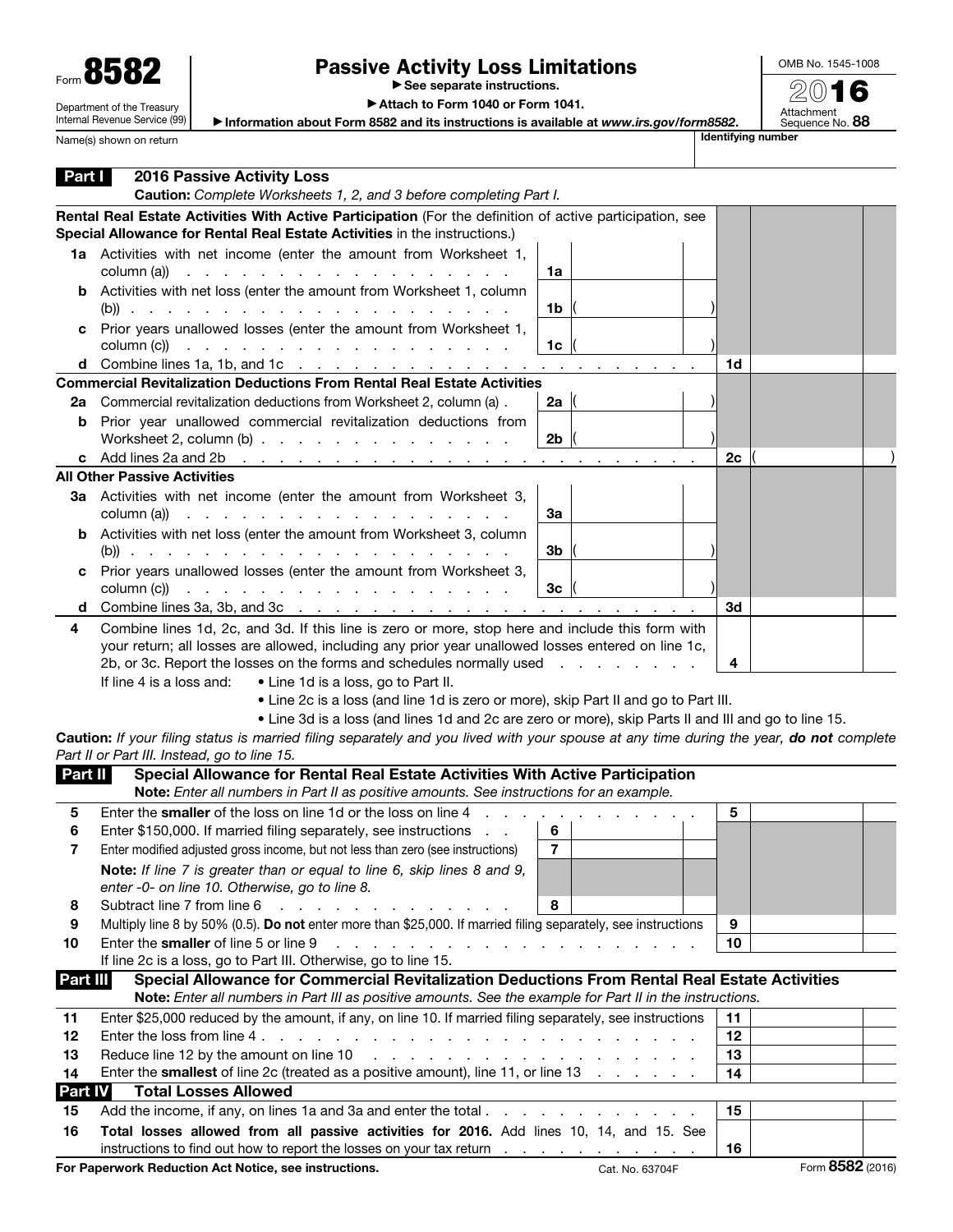Form **8582**

Department of the Treasury
Internal Revenue Service (99)

# Passive Activity Loss Limitations

▶ See separate instructions.

▶ Attach to Form 1040 or Form 1041.

▶ Information about Form 8582 and its instructions is available at *www.irs.gov/form8582*.

OMB No. 1545-1008

**2016**

Attachment Sequence No. **88**

Name(s) shown on return | Identifying number

## Part I — 2016 Passive Activity Loss

**Caution:** *Complete Worksheets 1, 2, and 3 before completing Part I.*

**Rental Real Estate Activities With Active Participation** (For the definition of active participation, see **Special Allowance for Rental Real Estate Activities** in the instructions.)

| | | | | | |
|---|---|---|---|---|---|
| **1a** | Activities with net income (enter the amount from Worksheet 1, column (a)) | 1a | | | |
| **b** | Activities with net loss (enter the amount from Worksheet 1, column (b)) | 1b | ( ) | | |
| **c** | Prior years unallowed losses (enter the amount from Worksheet 1, column (c)) | 1c | ( ) | | |
| **d** | Combine lines 1a, 1b, and 1c | | | 1d | |

**Commercial Revitalization Deductions From Rental Real Estate Activities**

| | | | | | |
|---|---|---|---|---|---|
| **2a** | Commercial revitalization deductions from Worksheet 2, column (a) | 2a | ( ) | | |
| **b** | Prior year unallowed commercial revitalization deductions from Worksheet 2, column (b) | 2b | ( ) | | |
| **c** | Add lines 2a and 2b | | | 2c | ( ) |

**All Other Passive Activities**

| | | | | | |
|---|---|---|---|---|---|
| **3a** | Activities with net income (enter the amount from Worksheet 3, column (a)) | 3a | | | |
| **b** | Activities with net loss (enter the amount from Worksheet 3, column (b)) | 3b | ( ) | | |
| **c** | Prior years unallowed losses (enter the amount from Worksheet 3, column (c)) | 3c | ( ) | | |
| **d** | Combine lines 3a, 3b, and 3c | | | 3d | |

| | | | |
|---|---|---|---|
| **4** | Combine lines 1d, 2c, and 3d. If this line is zero or more, stop here and include this form with your return; all losses are allowed, including any prior year unallowed losses entered on line 1c, 2b, or 3c. Report the losses on the forms and schedules normally used | 4 | |

If line 4 is a loss and:
- Line 1d is a loss, go to Part II.
- Line 2c is a loss (and line 1d is zero or more), skip Part II and go to Part III.
- Line 3d is a loss (and lines 1d and 2c are zero or more), skip Parts II and III and go to line 15.

**Caution:** *If your filing status is married filing separately and you lived with your spouse at any time during the year,* ***do not*** *complete Part II or Part III. Instead, go to line 15.*

## Part II — Special Allowance for Rental Real Estate Activities With Active Participation

**Note:** *Enter all numbers in Part II as positive amounts. See instructions for an example.*

| | | | | | |
|---|---|---|---|---|---|
| **5** | Enter the **smaller** of the loss on line 1d or the loss on line 4 | | | 5 | |
| **6** | Enter $150,000. If married filing separately, see instructions | 6 | | | |
| **7** | Enter modified adjusted gross income, but not less than zero (see instructions) | 7 | | | |
| | **Note:** *If line 7 is greater than or equal to line 6, skip lines 8 and 9, enter -0- on line 10. Otherwise, go to line 8.* | | | | |
| **8** | Subtract line 7 from line 6 | 8 | | | |
| **9** | Multiply line 8 by 50% (0.5). **Do not** enter more than $25,000. If married filing separately, see instructions | | | 9 | |
| **10** | Enter the **smaller** of line 5 or line 9 | | | 10 | |

If line 2c is a loss, go to Part III. Otherwise, go to line 15.

## Part III — Special Allowance for Commercial Revitalization Deductions From Rental Real Estate Activities

**Note:** *Enter all numbers in Part III as positive amounts. See the example for Part II in the instructions.*

| | | | |
|---|---|---|---|
| **11** | Enter $25,000 reduced by the amount, if any, on line 10. If married filing separately, see instructions | 11 | |
| **12** | Enter the loss from line 4 | 12 | |
| **13** | Reduce line 12 by the amount on line 10 | 13 | |
| **14** | Enter the **smallest** of line 2c (treated as a positive amount), line 11, or line 13 | 14 | |

## Part IV — Total Losses Allowed

| | | | |
|---|---|---|---|
| **15** | Add the income, if any, on lines 1a and 3a and enter the total | 15 | |
| **16** | **Total losses allowed from all passive activities for 2016.** Add lines 10, 14, and 15. See instructions to find out how to report the losses on your tax return | 16 | |

**For Paperwork Reduction Act Notice, see instructions.** Cat. No. 63704F Form **8582** (2016)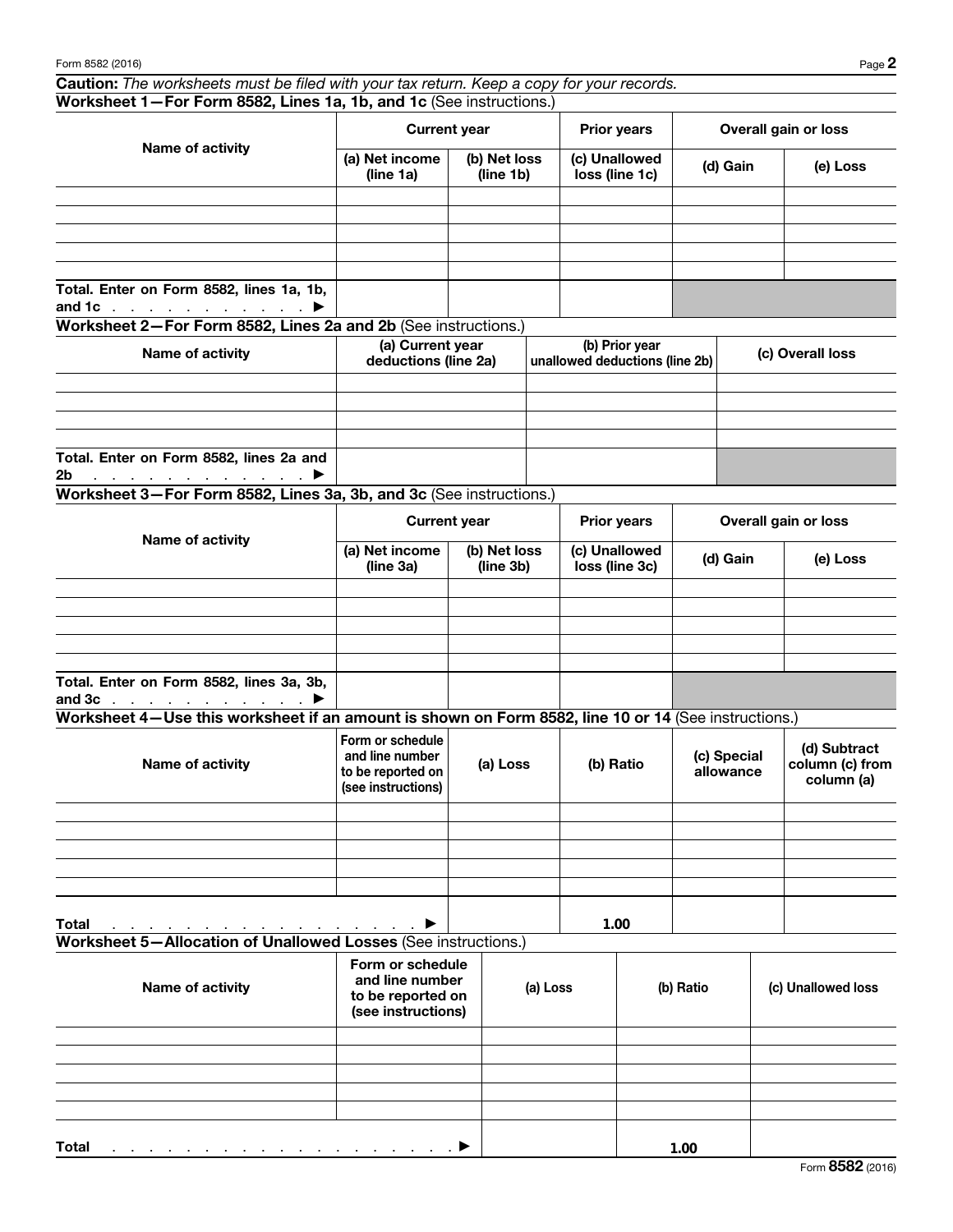**Caution:** *The worksheets must be filed with your tax return. Keep a copy for your records.*

**Worksheet 1—For Form 8582, Lines 1a, 1b, and 1c** (See instructions.)

| Name of activity | Current year | | Prior years | Overall gain or loss | |
|---|---|---|---|---|---|
| | (a) Net income (line 1a) | (b) Net loss (line 1b) | (c) Unallowed loss (line 1c) | (d) Gain | (e) Loss |
| | | | | | |
| | | | | | |
| | | | | | |
| | | | | | |
| | | | | | |
| Total. Enter on Form 8582, lines 1a, 1b, and 1c . . . . . . . . . . . ▶ | | | | | |

**Worksheet 2—For Form 8582, Lines 2a and 2b** (See instructions.)

| Name of activity | (a) Current year deductions (line 2a) | (b) Prior year unallowed deductions (line 2b) | (c) Overall loss |
|---|---|---|---|
| | | | |
| | | | |
| | | | |
| | | | |
| Total. Enter on Form 8582, lines 2a and 2b . . . . . . . . . . . . ▶ | | | |

**Worksheet 3—For Form 8582, Lines 3a, 3b, and 3c** (See instructions.)

| Name of activity | Current year | | Prior years | Overall gain or loss | |
|---|---|---|---|---|---|
| | (a) Net income (line 3a) | (b) Net loss (line 3b) | (c) Unallowed loss (line 3c) | (d) Gain | (e) Loss |
| | | | | | |
| | | | | | |
| | | | | | |
| | | | | | |
| | | | | | |
| Total. Enter on Form 8582, lines 3a, 3b, and 3c . . . . . . . . . . . ▶ | | | | | |

**Worksheet 4—Use this worksheet if an amount is shown on Form 8582, line 10 or 14** (See instructions.)

| Name of activity | Form or schedule and line number to be reported on (see instructions) | (a) Loss | (b) Ratio | (c) Special allowance | (d) Subtract column (c) from column (a) |
|---|---|---|---|---|---|
| | | | | | |
| | | | | | |
| | | | | | |
| | | | | | |
| | | | | | |
| Total . . . . . . . . . . . . . . . . . . . ▶ | | | 1.00 | | |

**Worksheet 5—Allocation of Unallowed Losses** (See instructions.)

| Name of activity | Form or schedule and line number to be reported on (see instructions) | (a) Loss | (b) Ratio | (c) Unallowed loss |
|---|---|---|---|---|
| | | | | |
| | | | | |
| | | | | |
| | | | | |
| | | | | |
| Total . . . . . . . . . . . . . . . . . . . . . . ▶ | | | 1.00 | |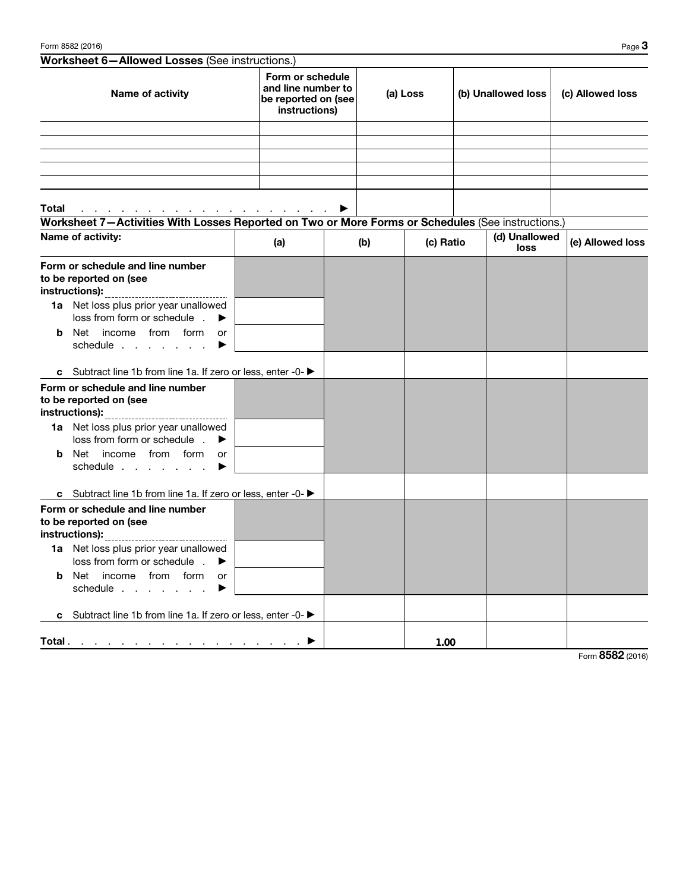## Worksheet 6—Allowed Losses (See instructions.)

| Name of activity | Form or schedule and line number to be reported on (see instructions) | (a) Loss | (b) Unallowed loss | (c) Allowed loss |
|---|---|---|---|---|
| | | | | |
| | | | | |
| | | | | |
| | | | | |
| | | | | |
| **Total** . . . . . . . . . . . . . . . . . . . . . ▶ | | | | |

## Worksheet 7—Activities With Losses Reported on Two or More Forms or Schedules (See instructions.)

| Name of activity: | (a) | (b) | (c) Ratio | (d) Unallowed loss | (e) Allowed loss |
|---|---|---|---|---|---|
| **Form or schedule and line number to be reported on (see instructions):** ______________ | | | | | |
| **1a** Net loss plus prior year unallowed loss from form or schedule . ▶ | | | | | |
| **b** Net income from form or schedule . . . . . . . ▶ | | | | | |
| **c** Subtract line 1b from line 1a. If zero or less, enter -0- ▶ | | | | | |
| **Form or schedule and line number to be reported on (see instructions):** ______________ | | | | | |
| **1a** Net loss plus prior year unallowed loss from form or schedule . ▶ | | | | | |
| **b** Net income from form or schedule . . . . . . . ▶ | | | | | |
| **c** Subtract line 1b from line 1a. If zero or less, enter -0- ▶ | | | | | |
| **Form or schedule and line number to be reported on (see instructions):** ______________ | | | | | |
| **1a** Net loss plus prior year unallowed loss from form or schedule . ▶ | | | | | |
| **b** Net income from form or schedule . . . . . . . ▶ | | | | | |
| **c** Subtract line 1b from line 1a. If zero or less, enter -0- ▶ | | | | | |
| **Total** . . . . . . . . . . . . . . . . . . . ▶ | | | 1.00 | | |

Form **8582** (2016)